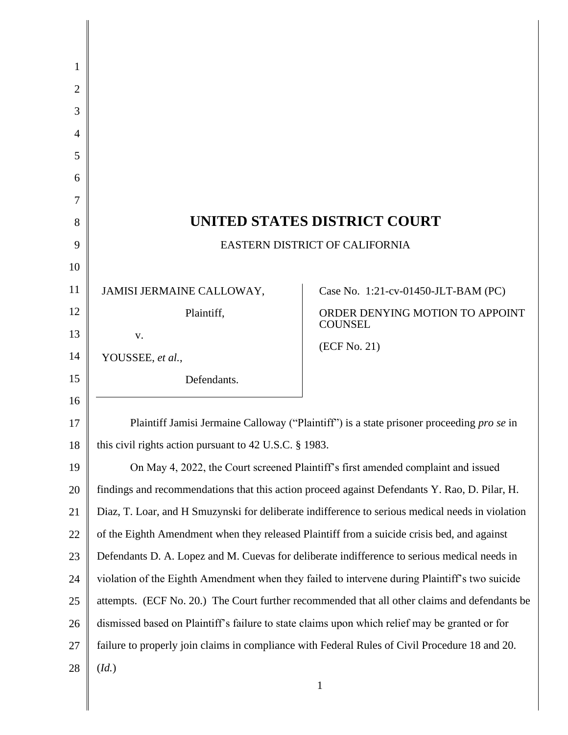# UNITED STATES DISTRICT COURT

EASTERN DISTRICT OF CALIFORNIA

| | |
|---|---|
| JAMISI JERMAINE CALLOWAY,<br><br>Plaintiff,<br><br>v.<br><br>YOUSSEE, *et al.*,<br><br>Defendants. | Case No. 1:21-cv-01450-JLT-BAM (PC)<br><br>ORDER DENYING MOTION TO APPOINT COUNSEL<br><br>(ECF No. 21) |

Plaintiff Jamisi Jermaine Calloway ("Plaintiff") is a state prisoner proceeding *pro se* in this civil rights action pursuant to 42 U.S.C. § 1983.

On May 4, 2022, the Court screened Plaintiff's first amended complaint and issued findings and recommendations that this action proceed against Defendants Y. Rao, D. Pilar, H. Diaz, T. Loar, and H Smuzynski for deliberate indifference to serious medical needs in violation of the Eighth Amendment when they released Plaintiff from a suicide crisis bed, and against Defendants D. A. Lopez and M. Cuevas for deliberate indifference to serious medical needs in violation of the Eighth Amendment when they failed to intervene during Plaintiff's two suicide attempts. (ECF No. 20.) The Court further recommended that all other claims and defendants be dismissed based on Plaintiff's failure to state claims upon which relief may be granted or for failure to properly join claims in compliance with Federal Rules of Civil Procedure 18 and 20. (*Id.*)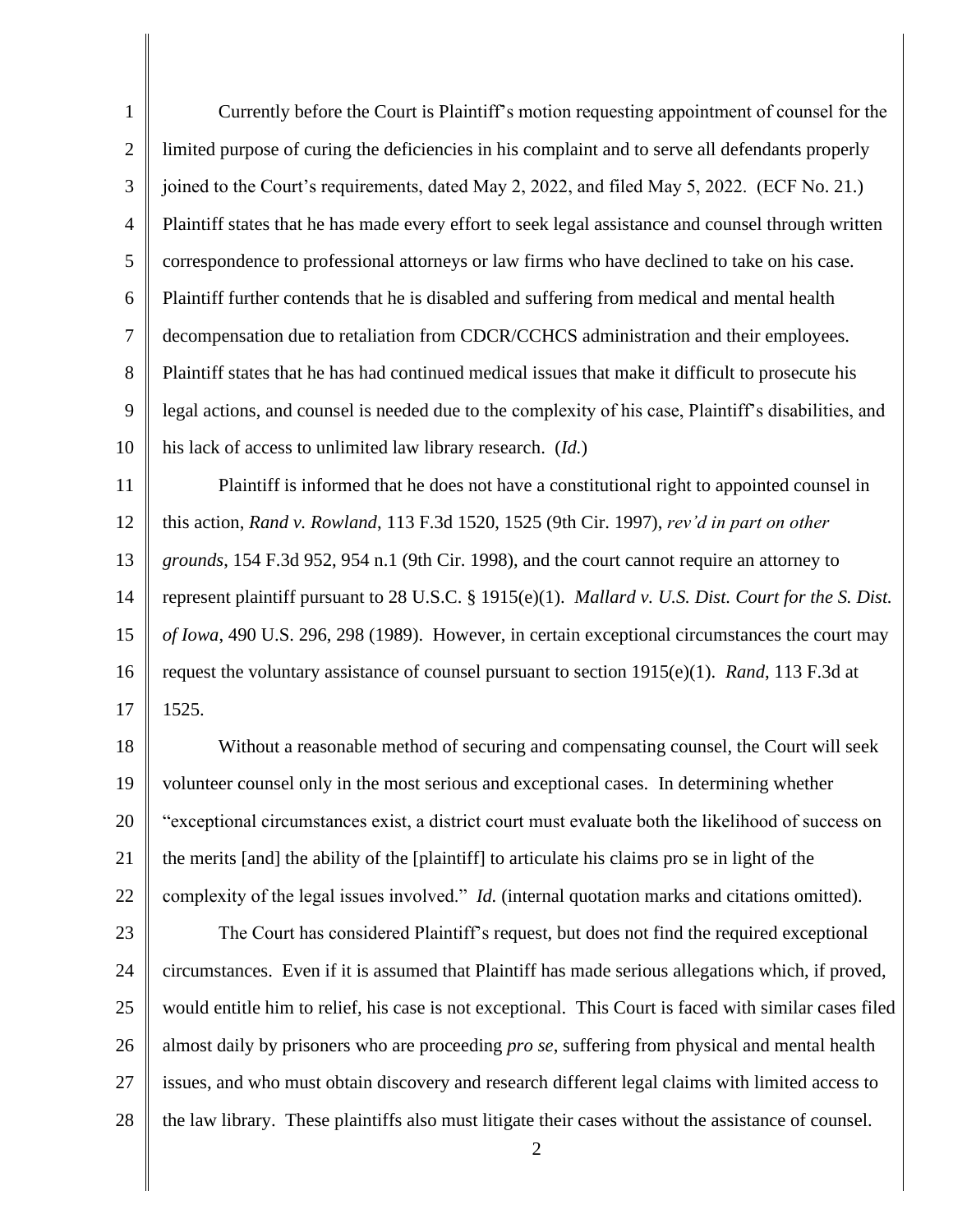Currently before the Court is Plaintiff's motion requesting appointment of counsel for the limited purpose of curing the deficiencies in his complaint and to serve all defendants properly joined to the Court's requirements, dated May 2, 2022, and filed May 5, 2022. (ECF No. 21.) Plaintiff states that he has made every effort to seek legal assistance and counsel through written correspondence to professional attorneys or law firms who have declined to take on his case. Plaintiff further contends that he is disabled and suffering from medical and mental health decompensation due to retaliation from CDCR/CCHCS administration and their employees. Plaintiff states that he has had continued medical issues that make it difficult to prosecute his legal actions, and counsel is needed due to the complexity of his case, Plaintiff's disabilities, and his lack of access to unlimited law library research. (*Id.*)

Plaintiff is informed that he does not have a constitutional right to appointed counsel in this action, *Rand v. Rowland*, 113 F.3d 1520, 1525 (9th Cir. 1997), *rev'd in part on other grounds*, 154 F.3d 952, 954 n.1 (9th Cir. 1998), and the court cannot require an attorney to represent plaintiff pursuant to 28 U.S.C. § 1915(e)(1). *Mallard v. U.S. Dist. Court for the S. Dist. of Iowa*, 490 U.S. 296, 298 (1989). However, in certain exceptional circumstances the court may request the voluntary assistance of counsel pursuant to section 1915(e)(1). *Rand*, 113 F.3d at 1525.

Without a reasonable method of securing and compensating counsel, the Court will seek volunteer counsel only in the most serious and exceptional cases. In determining whether "exceptional circumstances exist, a district court must evaluate both the likelihood of success on the merits [and] the ability of the [plaintiff] to articulate his claims pro se in light of the complexity of the legal issues involved." *Id.* (internal quotation marks and citations omitted).

The Court has considered Plaintiff's request, but does not find the required exceptional circumstances. Even if it is assumed that Plaintiff has made serious allegations which, if proved, would entitle him to relief, his case is not exceptional. This Court is faced with similar cases filed almost daily by prisoners who are proceeding *pro se*, suffering from physical and mental health issues, and who must obtain discovery and research different legal claims with limited access to the law library. These plaintiffs also must litigate their cases without the assistance of counsel.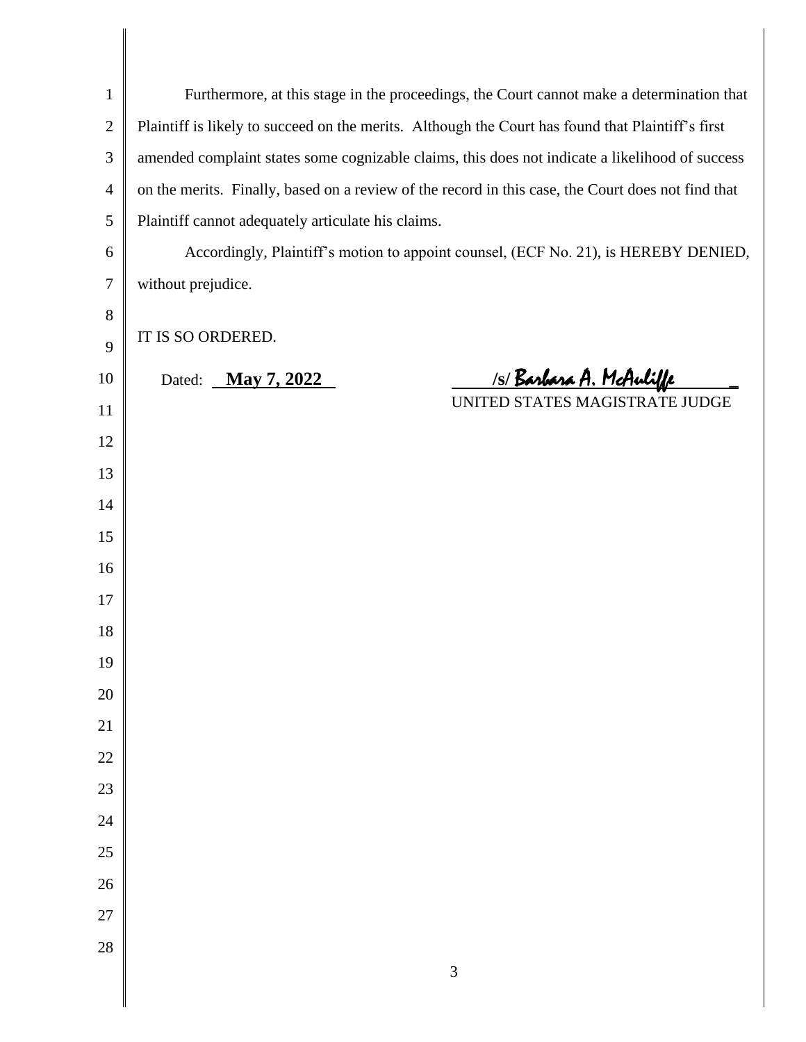Furthermore, at this stage in the proceedings, the Court cannot make a determination that Plaintiff is likely to succeed on the merits. Although the Court has found that Plaintiff's first amended complaint states some cognizable claims, this does not indicate a likelihood of success on the merits. Finally, based on a review of the record in this case, the Court does not find that Plaintiff cannot adequately articulate his claims.

Accordingly, Plaintiff's motion to appoint counsel, (ECF No. 21), is HEREBY DENIED, without prejudice.

IT IS SO ORDERED.

Dated: **May 7, 2022**

/s/ Barbara A. McAuliffe

UNITED STATES MAGISTRATE JUDGE